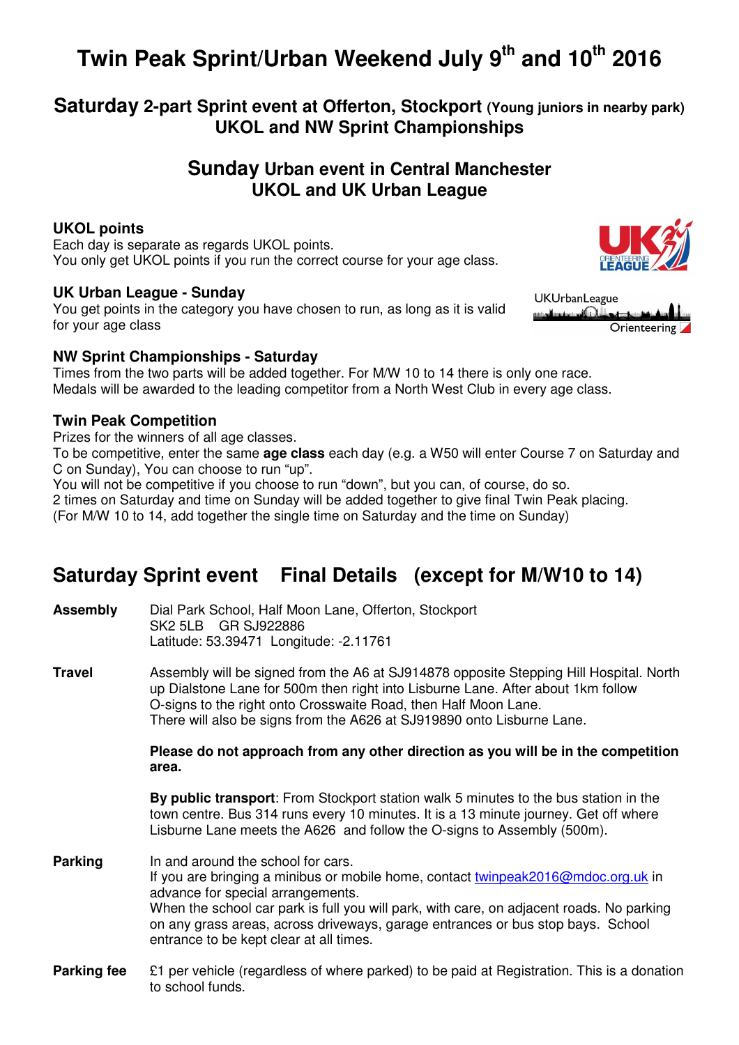# Twin Peak Sprint/Urban Weekend July 9th and 10th 2016

## Saturday 2-part Sprint event at Offerton, Stockport (Young juniors in nearby park)
## UKOL and NW Sprint Championships

## Sunday Urban event in Central Manchester
## UKOL and UK Urban League

### UKOL points

Each day is separate as regards UKOL points.
You only get UKOL points if you run the correct course for your age class.

### UK Urban League - Sunday

You get points in the category you have chosen to run, as long as it is valid for your age class

### NW Sprint Championships - Saturday

Times from the two parts will be added together. For M/W 10 to 14 there is only one race.
Medals will be awarded to the leading competitor from a North West Club in every age class.

### Twin Peak Competition

Prizes for the winners of all age classes.
To be competitive, enter the same **age class** each day (e.g. a W50 will enter Course 7 on Saturday and C on Sunday), You can choose to run "up".
You will not be competitive if you choose to run "down", but you can, of course, do so.
2 times on Saturday and time on Sunday will be added together to give final Twin Peak placing.
(For M/W 10 to 14, add together the single time on Saturday and the time on Sunday)

## Saturday Sprint event Final Details (except for M/W10 to 14)

**Assembly**
Dial Park School, Half Moon Lane, Offerton, Stockport
SK2 5LB GR SJ922886
Latitude: 53.39471 Longitude: -2.11761

**Travel**
Assembly will be signed from the A6 at SJ914878 opposite Stepping Hill Hospital. North up Dialstone Lane for 500m then right into Lisburne Lane. After about 1km follow O-signs to the right onto Crosswaite Road, then Half Moon Lane.
There will also be signs from the A626 at SJ919890 onto Lisburne Lane.

**Please do not approach from any other direction as you will be in the competition area.**

**By public transport**: From Stockport station walk 5 minutes to the bus station in the town centre. Bus 314 runs every 10 minutes. It is a 13 minute journey. Get off where Lisburne Lane meets the A626 and follow the O-signs to Assembly (500m).

**Parking**
In and around the school for cars.
If you are bringing a minibus or mobile home, contact twinpeak2016@mdoc.org.uk in advance for special arrangements.
When the school car park is full you will park, with care, on adjacent roads. No parking on any grass areas, across driveways, garage entrances or bus stop bays. School entrance to be kept clear at all times.

**Parking fee**
£1 per vehicle (regardless of where parked) to be paid at Registration. This is a donation to school funds.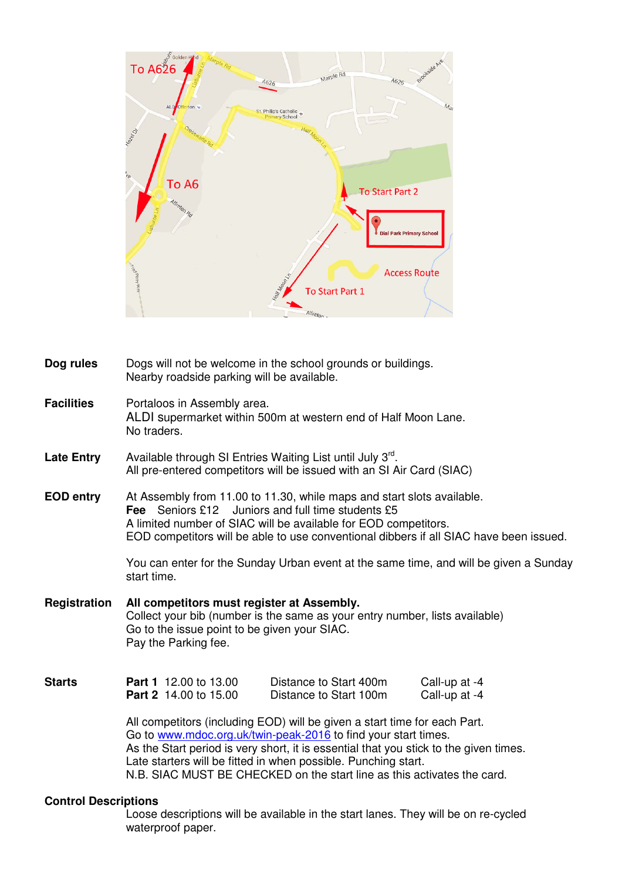**Dog rules**
Dogs will not be welcome in the school grounds or buildings.
Nearby roadside parking will be available.

**Facilities**
Portaloos in Assembly area.
ALDI supermarket within 500m at western end of Half Moon Lane.
No traders.

**Late Entry**
Available through SI Entries Waiting List until July 3rd.
All pre-entered competitors will be issued with an SI Air Card (SIAC)

**EOD entry**
At Assembly from 11.00 to 11.30, while maps and start slots available.
**Fee** Seniors £12 Juniors and full time students £5
A limited number of SIAC will be available for EOD competitors.
EOD competitors will be able to use conventional dibbers if all SIAC have been issued.

You can enter for the Sunday Urban event at the same time, and will be given a Sunday start time.

**Registration**
**All competitors must register at Assembly.**
Collect your bib (number is the same as your entry number, lists available)
Go to the issue point to be given your SIAC.
Pay the Parking fee.

**Starts**

| | | |
|---|---|---|
| **Part 1** 12.00 to 13.00 | Distance to Start 400m | Call-up at -4 |
| **Part 2** 14.00 to 15.00 | Distance to Start 100m | Call-up at -4 |

All competitors (including EOD) will be given a start time for each Part.
Go to [www.mdoc.org.uk/twin-peak-2016](www.mdoc.org.uk/twin-peak-2016) to find your start times.
As the Start period is very short, it is essential that you stick to the given times.
Late starters will be fitted in when possible. Punching start.
N.B. SIAC MUST BE CHECKED on the start line as this activates the card.

**Control Descriptions**
Loose descriptions will be available in the start lanes. They will be on re-cycled waterproof paper.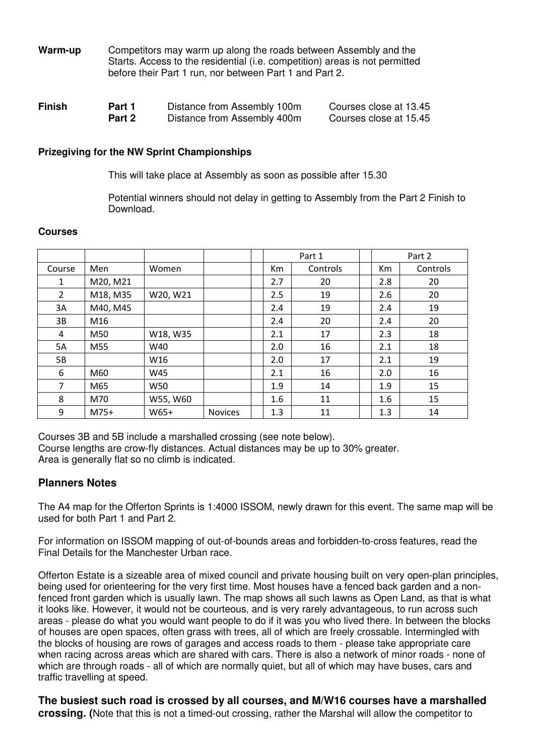**Warm-up** Competitors may warm up along the roads between Assembly and the Starts. Access to the residential (i.e. competition) areas is not permitted before their Part 1 run, nor between Part 1 and Part 2.

**Finish**

| | | |
|---|---|---|
| **Part 1** | Distance from Assembly 100m | Courses close at 13.45 |
| **Part 2** | Distance from Assembly 400m | Courses close at 15.45 |

**Prizegiving for the NW Sprint Championships**

This will take place at Assembly as soon as possible after 15.30

Potential winners should not delay in getting to Assembly from the Part 2 Finish to Download.

**Courses**

| | | | | | Part 1 | | | Part 2 | |
|---|---|---|---|---|---|---|---|---|---|
| Course | Men | Women | | | Km | Controls | | Km | Controls |
| 1 | M20, M21 | | | | 2.7 | 20 | | 2.8 | 20 |
| 2 | M18, M35 | W20, W21 | | | 2.5 | 19 | | 2.6 | 20 |
| 3A | M40, M45 | | | | 2.4 | 19 | | 2.4 | 19 |
| 3B | M16 | | | | 2.4 | 20 | | 2.4 | 20 |
| 4 | M50 | W18, W35 | | | 2.1 | 17 | | 2.3 | 18 |
| 5A | M55 | W40 | | | 2.0 | 16 | | 2.1 | 18 |
| 5B | | W16 | | | 2.0 | 17 | | 2.1 | 19 |
| 6 | M60 | W45 | | | 2.1 | 16 | | 2.0 | 16 |
| 7 | M65 | W50 | | | 1.9 | 14 | | 1.9 | 15 |
| 8 | M70 | W55, W60 | | | 1.6 | 11 | | 1.6 | 15 |
| 9 | M75+ | W65+ | Novices | | 1.3 | 11 | | 1.3 | 14 |

Courses 3B and 5B include a marshalled crossing (see note below).
Course lengths are crow-fly distances. Actual distances may be up to 30% greater.
Area is generally flat so no climb is indicated.

## Planners Notes

The A4 map for the Offerton Sprints is 1:4000 ISSOM, newly drawn for this event. The same map will be used for both Part 1 and Part 2.

For information on ISSOM mapping of out-of-bounds areas and forbidden-to-cross features, read the Final Details for the Manchester Urban race.

Offerton Estate is a sizeable area of mixed council and private housing built on very open-plan principles, being used for orienteering for the very first time. Most houses have a fenced back garden and a non-fenced front garden which is usually lawn. The map shows all such lawns as Open Land, as that is what it looks like. However, it would not be courteous, and is very rarely advantageous, to run across such areas - please do what you would want people to do if it was you who lived there. In between the blocks of houses are open spaces, often grass with trees, all of which are freely crossable. Intermingled with the blocks of housing are rows of garages and access roads to them - please take appropriate care when racing across areas which are shared with cars. There is also a network of minor roads - none of which are through roads - all of which are normally quiet, but all of which may have buses, cars and traffic travelling at speed.

**The busiest such road is crossed by all courses, and M/W16 courses have a marshalled crossing. (**Note that this is not a timed-out crossing, rather the Marshal will allow the competitor to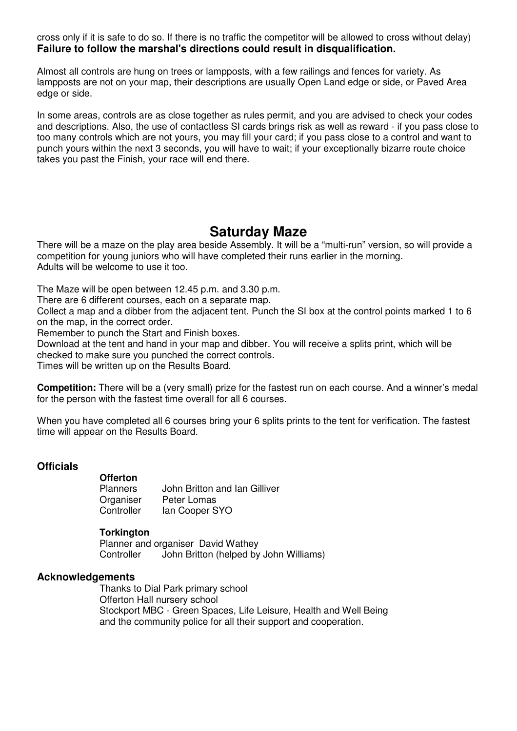cross only if it is safe to do so. If there is no traffic the competitor will be allowed to cross without delay)
**Failure to follow the marshal's directions could result in disqualification.**

Almost all controls are hung on trees or lampposts, with a few railings and fences for variety. As lampposts are not on your map, their descriptions are usually Open Land edge or side, or Paved Area edge or side.

In some areas, controls are as close together as rules permit, and you are advised to check your codes and descriptions. Also, the use of contactless SI cards brings risk as well as reward - if you pass close to too many controls which are not yours, you may fill your card; if you pass close to a control and want to punch yours within the next 3 seconds, you will have to wait; if your exceptionally bizarre route choice takes you past the Finish, your race will end there.

## Saturday Maze

There will be a maze on the play area beside Assembly. It will be a "multi-run" version, so will provide a competition for young juniors who will have completed their runs earlier in the morning.
Adults will be welcome to use it too.

The Maze will be open between 12.45 p.m. and 3.30 p.m.
There are 6 different courses, each on a separate map.
Collect a map and a dibber from the adjacent tent. Punch the SI box at the control points marked 1 to 6 on the map, in the correct order.
Remember to punch the Start and Finish boxes.
Download at the tent and hand in your map and dibber. You will receive a splits print, which will be checked to make sure you punched the correct controls.
Times will be written up on the Results Board.

**Competition:** There will be a (very small) prize for the fastest run on each course. And a winner's medal for the person with the fastest time overall for all 6 courses.

When you have completed all 6 courses bring your 6 splits prints to the tent for verification. The fastest time will appear on the Results Board.

### Officials

**Offerton**
Planners John Britton and Ian Gilliver
Organiser Peter Lomas
Controller Ian Cooper SYO

**Torkington**
Planner and organiser David Wathey
Controller John Britton (helped by John Williams)

### Acknowledgements

Thanks to Dial Park primary school
Offerton Hall nursery school
Stockport MBC - Green Spaces, Life Leisure, Health and Well Being
and the community police for all their support and cooperation.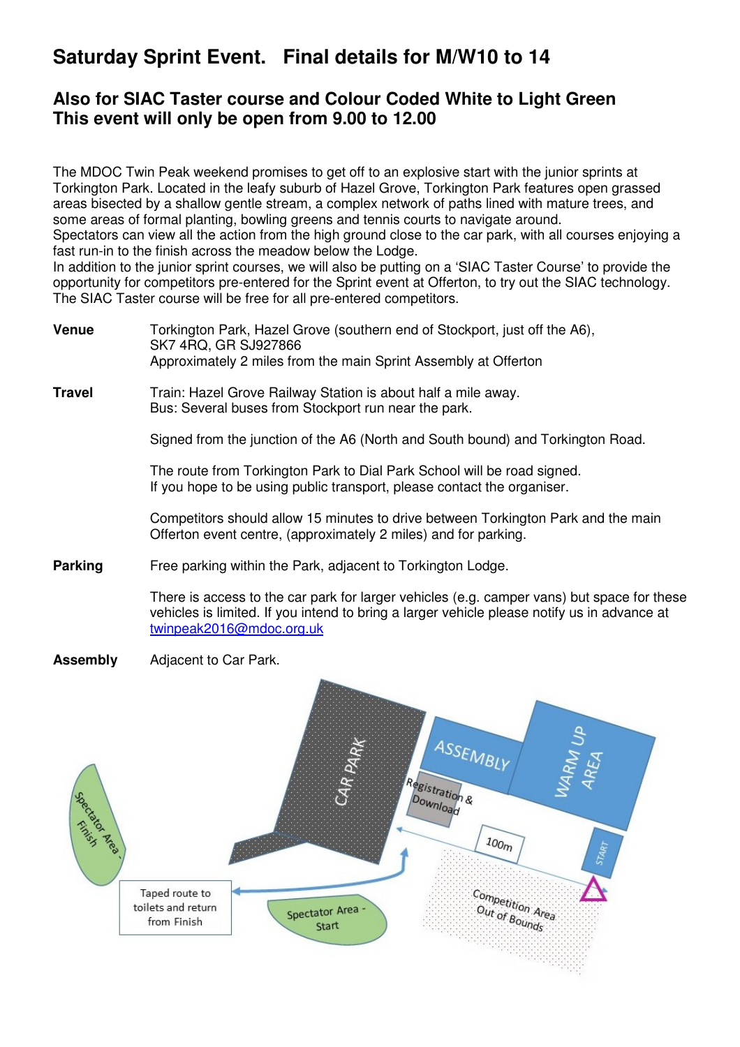# Saturday Sprint Event. Final details for M/W10 to 14

## Also for SIAC Taster course and Colour Coded White to Light Green
## This event will only be open from 9.00 to 12.00

The MDOC Twin Peak weekend promises to get off to an explosive start with the junior sprints at Torkington Park. Located in the leafy suburb of Hazel Grove, Torkington Park features open grassed areas bisected by a shallow gentle stream, a complex network of paths lined with mature trees, and some areas of formal planting, bowling greens and tennis courts to navigate around.
Spectators can view all the action from the high ground close to the car park, with all courses enjoying a fast run-in to the finish across the meadow below the Lodge.
In addition to the junior sprint courses, we will also be putting on a 'SIAC Taster Course' to provide the opportunity for competitors pre-entered for the Sprint event at Offerton, to try out the SIAC technology. The SIAC Taster course will be free for all pre-entered competitors.

**Venue** Torkington Park, Hazel Grove (southern end of Stockport, just off the A6), SK7 4RQ, GR SJ927866
Approximately 2 miles from the main Sprint Assembly at Offerton

**Travel** Train: Hazel Grove Railway Station is about half a mile away.
Bus: Several buses from Stockport run near the park.

Signed from the junction of the A6 (North and South bound) and Torkington Road.

The route from Torkington Park to Dial Park School will be road signed.
If you hope to be using public transport, please contact the organiser.

Competitors should allow 15 minutes to drive between Torkington Park and the main Offerton event centre, (approximately 2 miles) and for parking.

**Parking** Free parking within the Park, adjacent to Torkington Lodge.

There is access to the car park for larger vehicles (e.g. camper vans) but space for these vehicles is limited. If you intend to bring a larger vehicle please notify us in advance at twinpeak2016@mdoc.org.uk

**Assembly** Adjacent to Car Park.

CAR PARK
ASSEMBLY
WARM UP AREA
Registration & Download
100m
START
Competition Area Out of Bounds
Spectator Area - Finish
Taped route to toilets and return from Finish
Spectator Area - Start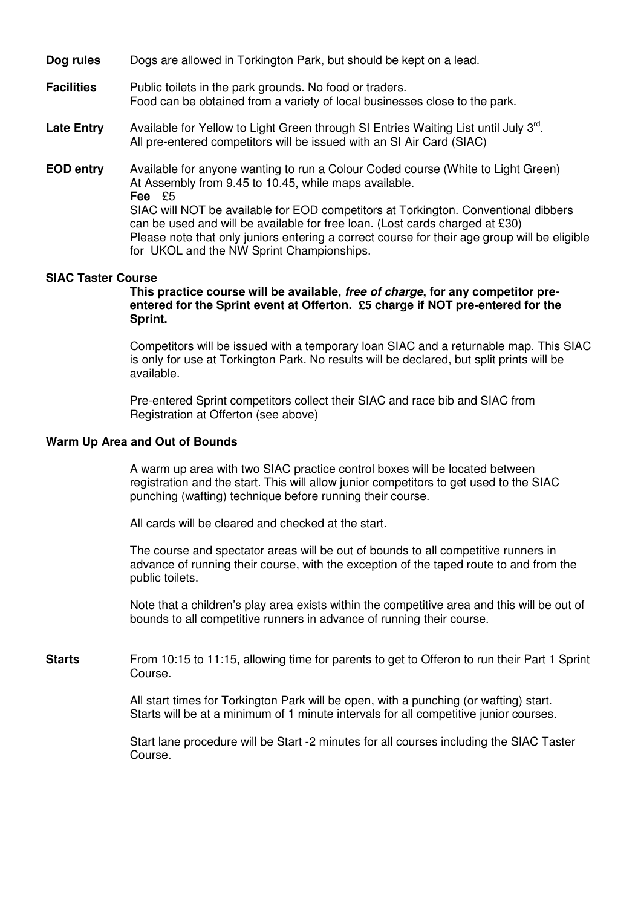**Dog rules** Dogs are allowed in Torkington Park, but should be kept on a lead.

**Facilities** Public toilets in the park grounds. No food or traders.
Food can be obtained from a variety of local businesses close to the park.

**Late Entry** Available for Yellow to Light Green through SI Entries Waiting List until July 3rd.
All pre-entered competitors will be issued with an SI Air Card (SIAC)

**EOD entry** Available for anyone wanting to run a Colour Coded course (White to Light Green)
At Assembly from 9.45 to 10.45, while maps available.
**Fee** £5
SIAC will NOT be available for EOD competitors at Torkington. Conventional dibbers can be used and will be available for free loan. (Lost cards charged at £30)
Please note that only juniors entering a correct course for their age group will be eligible for UKOL and the NW Sprint Championships.

**SIAC Taster Course**

**This practice course will be available, *free of charge*, for any competitor pre-entered for the Sprint event at Offerton. £5 charge if NOT pre-entered for the Sprint.**

Competitors will be issued with a temporary loan SIAC and a returnable map. This SIAC is only for use at Torkington Park. No results will be declared, but split prints will be available.

Pre-entered Sprint competitors collect their SIAC and race bib and SIAC from Registration at Offerton (see above)

**Warm Up Area and Out of Bounds**

A warm up area with two SIAC practice control boxes will be located between registration and the start. This will allow junior competitors to get used to the SIAC punching (wafting) technique before running their course.

All cards will be cleared and checked at the start.

The course and spectator areas will be out of bounds to all competitive runners in advance of running their course, with the exception of the taped route to and from the public toilets.

Note that a children's play area exists within the competitive area and this will be out of bounds to all competitive runners in advance of running their course.

**Starts** From 10:15 to 11:15, allowing time for parents to get to Offeron to run their Part 1 Sprint Course.

All start times for Torkington Park will be open, with a punching (or wafting) start.
Starts will be at a minimum of 1 minute intervals for all competitive junior courses.

Start lane procedure will be Start -2 minutes for all courses including the SIAC Taster Course.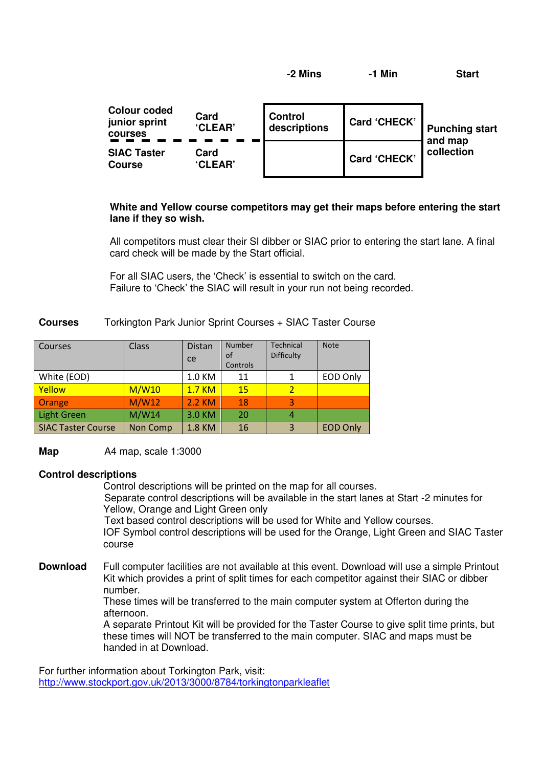| | | -2 Mins | -1 Min | Start |
|---|---|---|---|---|
| **Colour coded junior sprint courses** | **Card 'CLEAR'** | **Control descriptions** | **Card 'CHECK'** | **Punching start and map collection** |
| **SIAC Taster Course** | **Card 'CLEAR'** | | **Card 'CHECK'** | |

**White and Yellow course competitors may get their maps before entering the start lane if they so wish.**

All competitors must clear their SI dibber or SIAC prior to entering the start lane. A final card check will be made by the Start official.

For all SIAC users, the 'Check' is essential to switch on the card.
Failure to 'Check' the SIAC will result in your run not being recorded.

**Courses** Torkington Park Junior Sprint Courses + SIAC Taster Course

| Courses | Class | Distance | Number of Controls | Technical Difficulty | Note |
|---|---|---|---|---|---|
| White (EOD) | | 1.0 KM | 11 | 1 | EOD Only |
| Yellow | M/W10 | 1.7 KM | 15 | 2 | |
| Orange | M/W12 | 2.2 KM | 18 | 3 | |
| Light Green | M/W14 | 3.0 KM | 20 | 4 | |
| SIAC Taster Course | Non Comp | 1.8 KM | 16 | 3 | EOD Only |

**Map** A4 map, scale 1:3000

**Control descriptions**

Control descriptions will be printed on the map for all courses.
Separate control descriptions will be available in the start lanes at Start -2 minutes for Yellow, Orange and Light Green only
Text based control descriptions will be used for White and Yellow courses.
IOF Symbol control descriptions will be used for the Orange, Light Green and SIAC Taster course

**Download** Full computer facilities are not available at this event. Download will use a simple Printout Kit which provides a print of split times for each competitor against their SIAC or dibber number.
These times will be transferred to the main computer system at Offerton during the afternoon.
A separate Printout Kit will be provided for the Taster Course to give split time prints, but these times will NOT be transferred to the main computer. SIAC and maps must be handed in at Download.

For further information about Torkington Park, visit:
http://www.stockport.gov.uk/2013/3000/8784/torkingtonparkleaflet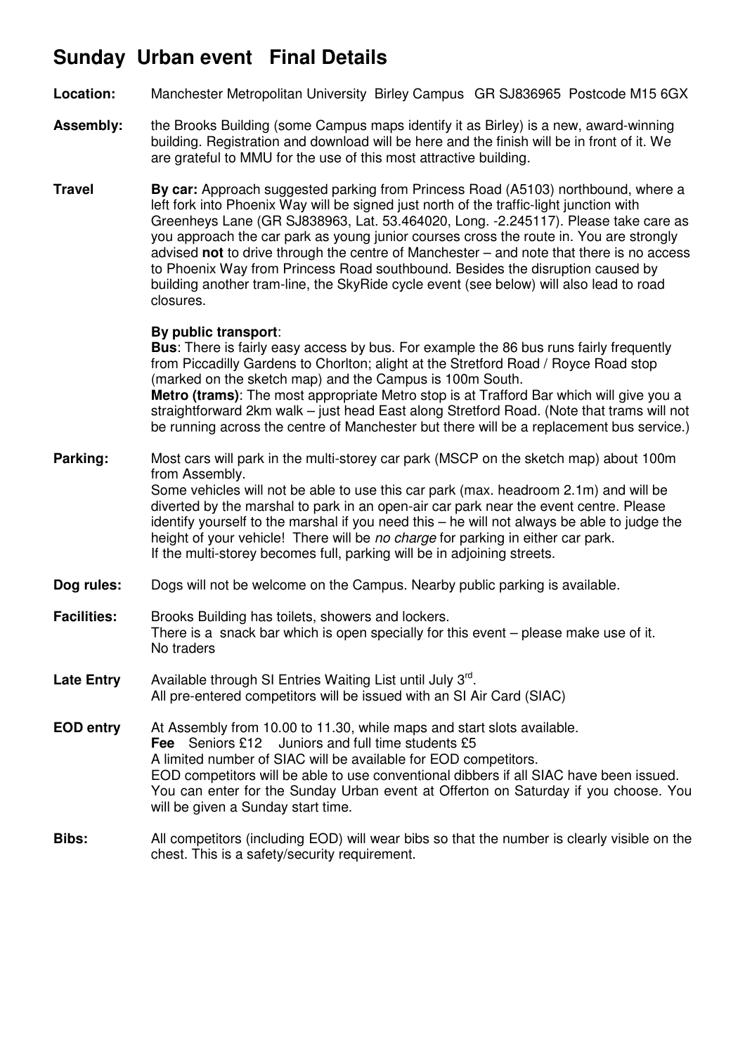# Sunday Urban event Final Details

**Location:** Manchester Metropolitan University Birley Campus GR SJ836965 Postcode M15 6GX

**Assembly:** the Brooks Building (some Campus maps identify it as Birley) is a new, award-winning building. Registration and download will be here and the finish will be in front of it. We are grateful to MMU for the use of this most attractive building.

**Travel**

**By car:** Approach suggested parking from Princess Road (A5103) northbound, where a left fork into Phoenix Way will be signed just north of the traffic-light junction with Greenheys Lane (GR SJ838963, Lat. 53.464020, Long. -2.245117). Please take care as you approach the car park as young junior courses cross the route in. You are strongly advised **not** to drive through the centre of Manchester – and note that there is no access to Phoenix Way from Princess Road southbound. Besides the disruption caused by building another tram-line, the SkyRide cycle event (see below) will also lead to road closures.

**By public transport**:
**Bus**: There is fairly easy access by bus. For example the 86 bus runs fairly frequently from Piccadilly Gardens to Chorlton; alight at the Stretford Road / Royce Road stop (marked on the sketch map) and the Campus is 100m South.
**Metro (trams)**: The most appropriate Metro stop is at Trafford Bar which will give you a straightforward 2km walk – just head East along Stretford Road. (Note that trams will not be running across the centre of Manchester but there will be a replacement bus service.)

**Parking:** Most cars will park in the multi-storey car park (MSCP on the sketch map) about 100m from Assembly.
Some vehicles will not be able to use this car park (max. headroom 2.1m) and will be diverted by the marshal to park in an open-air car park near the event centre. Please identify yourself to the marshal if you need this – he will not always be able to judge the height of your vehicle! There will be *no charge* for parking in either car park.
If the multi-storey becomes full, parking will be in adjoining streets.

**Dog rules:** Dogs will not be welcome on the Campus. Nearby public parking is available.

**Facilities:** Brooks Building has toilets, showers and lockers.
There is a snack bar which is open specially for this event – please make use of it.
No traders

**Late Entry** Available through SI Entries Waiting List until July 3rd.
All pre-entered competitors will be issued with an SI Air Card (SIAC)

**EOD entry** At Assembly from 10.00 to 11.30, while maps and start slots available.
**Fee** Seniors £12 Juniors and full time students £5
A limited number of SIAC will be available for EOD competitors.
EOD competitors will be able to use conventional dibbers if all SIAC have been issued.
You can enter for the Sunday Urban event at Offerton on Saturday if you choose. You will be given a Sunday start time.

**Bibs:** All competitors (including EOD) will wear bibs so that the number is clearly visible on the chest. This is a safety/security requirement.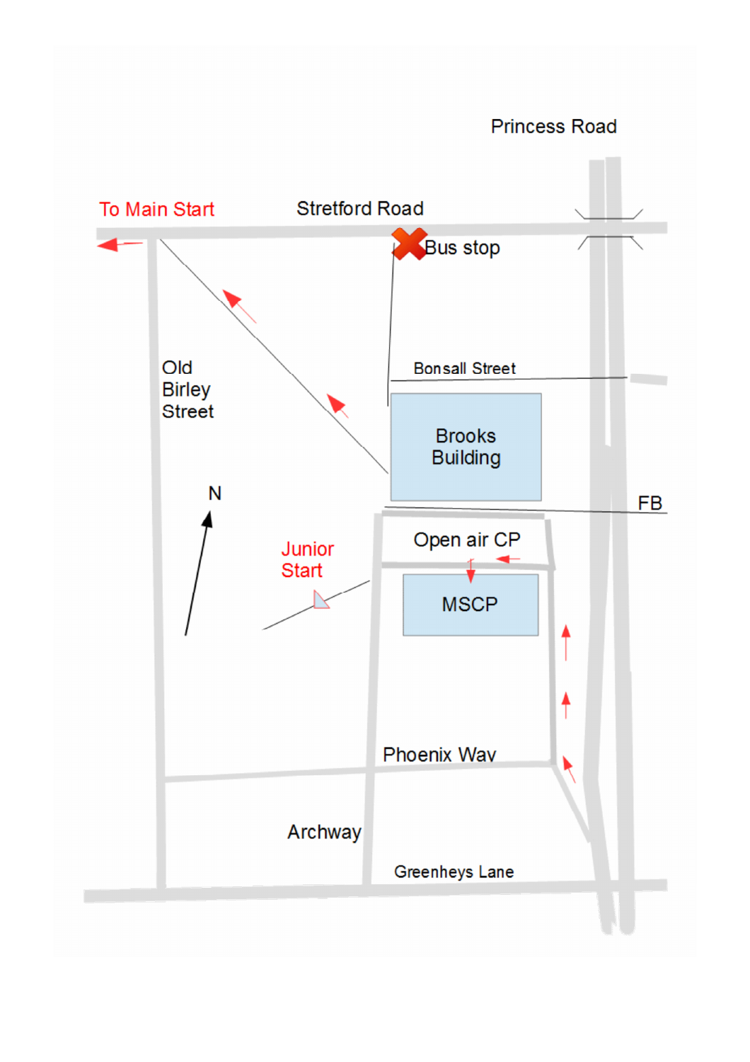Princess Road

To Main Start

Stretford Road

Bus stop

Old Birley Street

Bonsall Street

Brooks Building

FB

N

Junior Start

Open air CP

MSCP

Phoenix Way

Archway

Greenheys Lane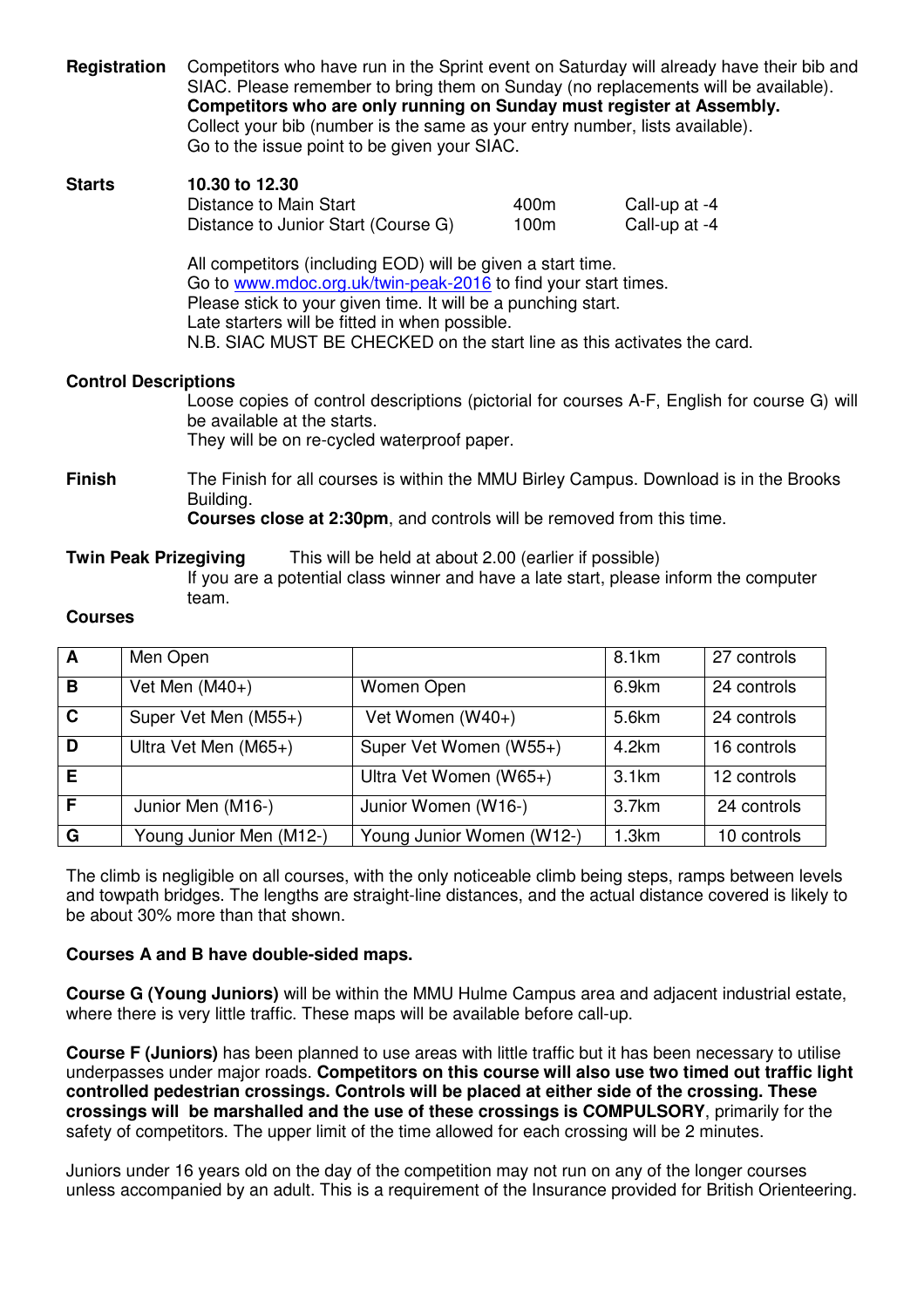**Registration** Competitors who have run in the Sprint event on Saturday will already have their bib and SIAC. Please remember to bring them on Sunday (no replacements will be available).
**Competitors who are only running on Sunday must register at Assembly.**
Collect your bib (number is the same as your entry number, lists available).
Go to the issue point to be given your SIAC.

**Starts** **10.30 to 12.30**

| | | |
|---|---|---|
| Distance to Main Start | 400m | Call-up at -4 |
| Distance to Junior Start (Course G) | 100m | Call-up at -4 |

All competitors (including EOD) will be given a start time.
Go to www.mdoc.org.uk/twin-peak-2016 to find your start times.
Please stick to your given time. It will be a punching start.
Late starters will be fitted in when possible.
N.B. SIAC MUST BE CHECKED on the start line as this activates the card.

**Control Descriptions**

Loose copies of control descriptions (pictorial for courses A-F, English for course G) will be available at the starts.
They will be on re-cycled waterproof paper.

**Finish** The Finish for all courses is within the MMU Birley Campus. Download is in the Brooks Building.
**Courses close at 2:30pm**, and controls will be removed from this time.

**Twin Peak Prizegiving** This will be held at about 2.00 (earlier if possible)
If you are a potential class winner and have a late start, please inform the computer team.

**Courses**

| | | | | |
|---|---|---|---|---|
| **A** | Men Open | | 8.1km | 27 controls |
| **B** | Vet Men (M40+) | Women Open | 6.9km | 24 controls |
| **C** | Super Vet Men (M55+) | Vet Women (W40+) | 5.6km | 24 controls |
| **D** | Ultra Vet Men (M65+) | Super Vet Women (W55+) | 4.2km | 16 controls |
| **E** | | Ultra Vet Women (W65+) | 3.1km | 12 controls |
| **F** | Junior Men (M16-) | Junior Women (W16-) | 3.7km | 24 controls |
| **G** | Young Junior Men (M12-) | Young Junior Women (W12-) | 1.3km | 10 controls |

The climb is negligible on all courses, with the only noticeable climb being steps, ramps between levels and towpath bridges. The lengths are straight-line distances, and the actual distance covered is likely to be about 30% more than that shown.

**Courses A and B have double-sided maps.**

**Course G (Young Juniors)** will be within the MMU Hulme Campus area and adjacent industrial estate, where there is very little traffic. These maps will be available before call-up.

**Course F (Juniors)** has been planned to use areas with little traffic but it has been necessary to utilise underpasses under major roads. **Competitors on this course will also use two timed out traffic light controlled pedestrian crossings. Controls will be placed at either side of the crossing. These crossings will be marshalled and the use of these crossings is COMPULSORY**, primarily for the safety of competitors. The upper limit of the time allowed for each crossing will be 2 minutes.

Juniors under 16 years old on the day of the competition may not run on any of the longer courses unless accompanied by an adult. This is a requirement of the Insurance provided for British Orienteering.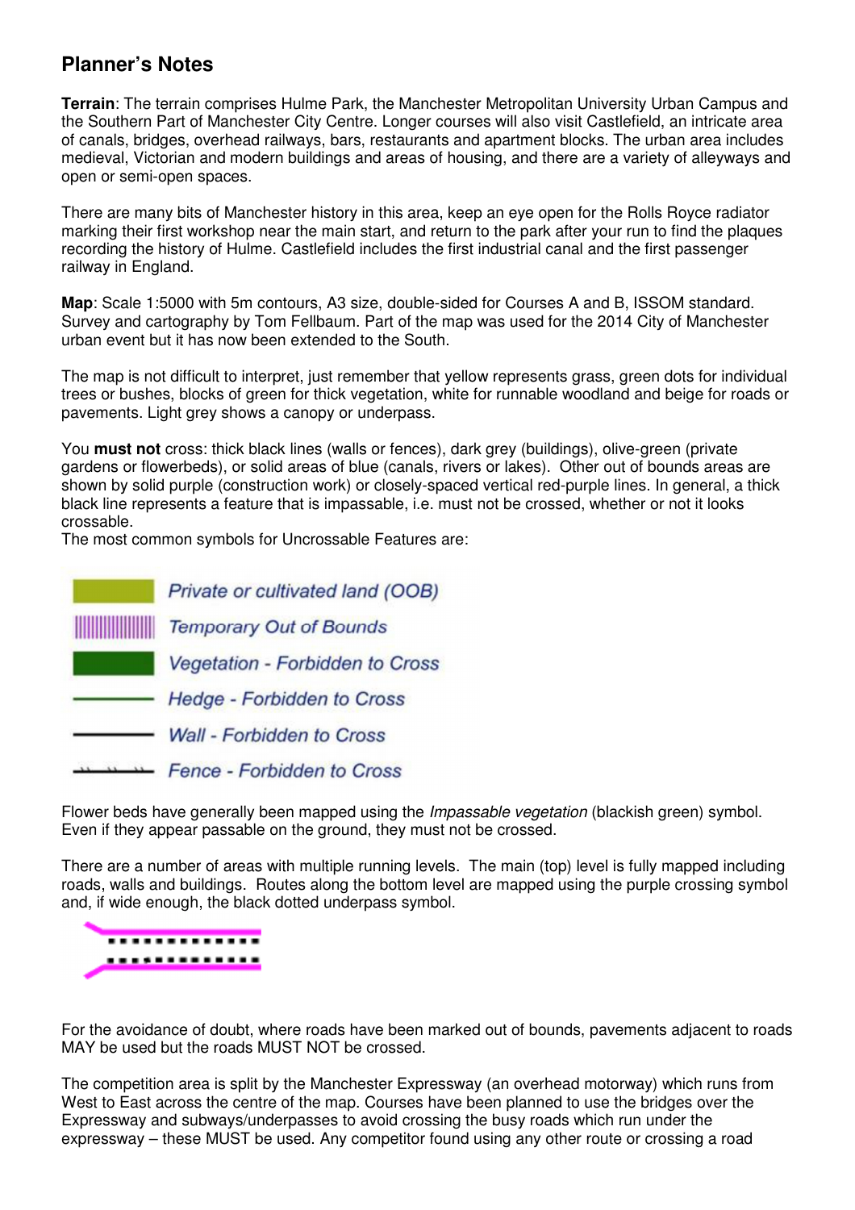## Planner's Notes

**Terrain**: The terrain comprises Hulme Park, the Manchester Metropolitan University Urban Campus and the Southern Part of Manchester City Centre. Longer courses will also visit Castlefield, an intricate area of canals, bridges, overhead railways, bars, restaurants and apartment blocks. The urban area includes medieval, Victorian and modern buildings and areas of housing, and there are a variety of alleyways and open or semi-open spaces.

There are many bits of Manchester history in this area, keep an eye open for the Rolls Royce radiator marking their first workshop near the main start, and return to the park after your run to find the plaques recording the history of Hulme. Castlefield includes the first industrial canal and the first passenger railway in England.

**Map**: Scale 1:5000 with 5m contours, A3 size, double-sided for Courses A and B, ISSOM standard. Survey and cartography by Tom Fellbaum. Part of the map was used for the 2014 City of Manchester urban event but it has now been extended to the South.

The map is not difficult to interpret, just remember that yellow represents grass, green dots for individual trees or bushes, blocks of green for thick vegetation, white for runnable woodland and beige for roads or pavements. Light grey shows a canopy or underpass.

You **must not** cross: thick black lines (walls or fences), dark grey (buildings), olive-green (private gardens or flowerbeds), or solid areas of blue (canals, rivers or lakes). Other out of bounds areas are shown by solid purple (construction work) or closely-spaced vertical red-purple lines. In general, a thick black line represents a feature that is impassable, i.e. must not be crossed, whether or not it looks crossable.

The most common symbols for Uncrossable Features are:

- *Private or cultivated land (OOB)*
- *Temporary Out of Bounds*
- *Vegetation - Forbidden to Cross*
- *Hedge - Forbidden to Cross*
- *Wall - Forbidden to Cross*
- *Fence - Forbidden to Cross*

Flower beds have generally been mapped using the *Impassable vegetation* (blackish green) symbol. Even if they appear passable on the ground, they must not be crossed.

There are a number of areas with multiple running levels. The main (top) level is fully mapped including roads, walls and buildings. Routes along the bottom level are mapped using the purple crossing symbol and, if wide enough, the black dotted underpass symbol.

For the avoidance of doubt, where roads have been marked out of bounds, pavements adjacent to roads MAY be used but the roads MUST NOT be crossed.

The competition area is split by the Manchester Expressway (an overhead motorway) which runs from West to East across the centre of the map. Courses have been planned to use the bridges over the Expressway and subways/underpasses to avoid crossing the busy roads which run under the expressway – these MUST be used. Any competitor found using any other route or crossing a road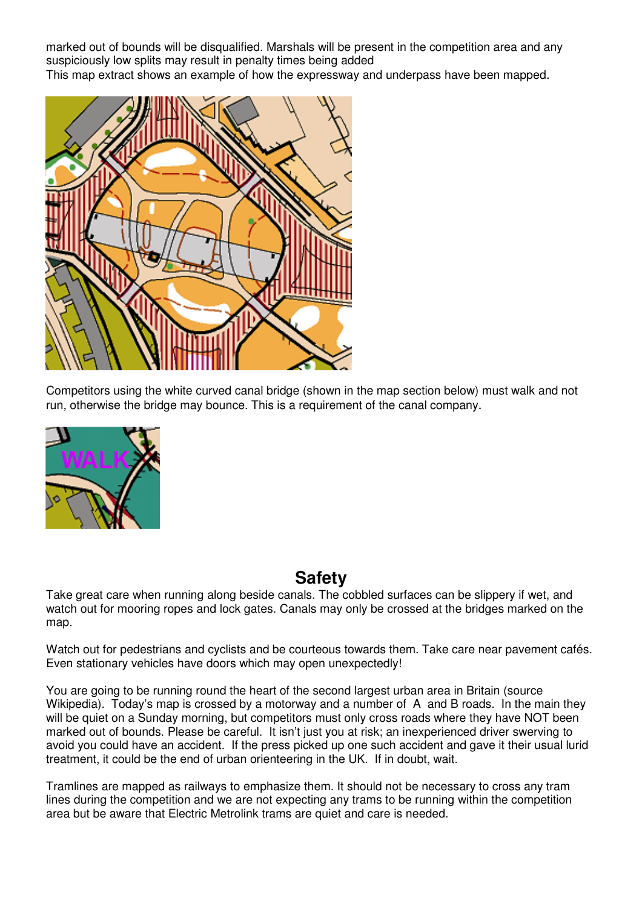marked out of bounds will be disqualified. Marshals will be present in the competition area and any suspiciously low splits may result in penalty times being added

This map extract shows an example of how the expressway and underpass have been mapped.

Competitors using the white curved canal bridge (shown in the map section below) must walk and not run, otherwise the bridge may bounce. This is a requirement of the canal company.

## Safety

Take great care when running along beside canals. The cobbled surfaces can be slippery if wet, and watch out for mooring ropes and lock gates. Canals may only be crossed at the bridges marked on the map.

Watch out for pedestrians and cyclists and be courteous towards them. Take care near pavement cafés. Even stationary vehicles have doors which may open unexpectedly!

You are going to be running round the heart of the second largest urban area in Britain (source Wikipedia). Today's map is crossed by a motorway and a number of A and B roads. In the main they will be quiet on a Sunday morning, but competitors must only cross roads where they have NOT been marked out of bounds. Please be careful. It isn't just you at risk; an inexperienced driver swerving to avoid you could have an accident. If the press picked up one such accident and gave it their usual lurid treatment, it could be the end of urban orienteering in the UK. If in doubt, wait.

Tramlines are mapped as railways to emphasize them. It should not be necessary to cross any tram lines during the competition and we are not expecting any trams to be running within the competition area but be aware that Electric Metrolink trams are quiet and care is needed.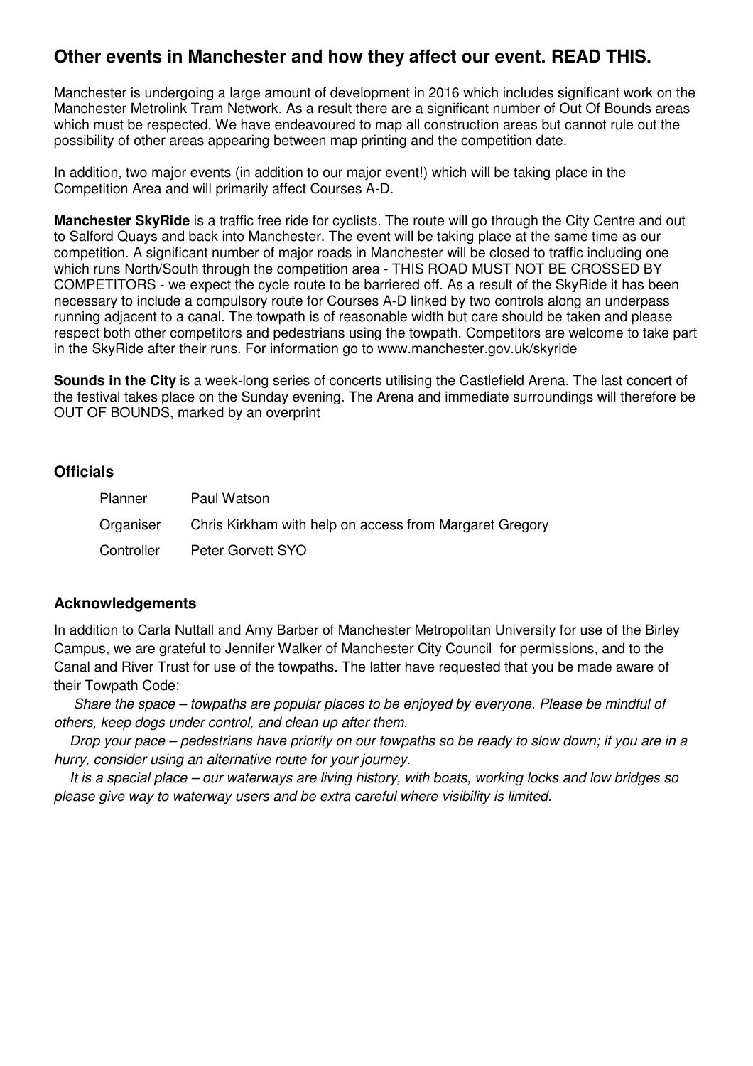## Other events in Manchester and how they affect our event. READ THIS.

Manchester is undergoing a large amount of development in 2016 which includes significant work on the Manchester Metrolink Tram Network. As a result there are a significant number of Out Of Bounds areas which must be respected. We have endeavoured to map all construction areas but cannot rule out the possibility of other areas appearing between map printing and the competition date.

In addition, two major events (in addition to our major event!) which will be taking place in the Competition Area and will primarily affect Courses A-D.

**Manchester SkyRide** is a traffic free ride for cyclists. The route will go through the City Centre and out to Salford Quays and back into Manchester. The event will be taking place at the same time as our competition. A significant number of major roads in Manchester will be closed to traffic including one which runs North/South through the competition area - THIS ROAD MUST NOT BE CROSSED BY COMPETITORS - we expect the cycle route to be barriered off. As a result of the SkyRide it has been necessary to include a compulsory route for Courses A-D linked by two controls along an underpass running adjacent to a canal. The towpath is of reasonable width but care should be taken and please respect both other competitors and pedestrians using the towpath. Competitors are welcome to take part in the SkyRide after their runs. For information go to www.manchester.gov.uk/skyride

**Sounds in the City** is a week-long series of concerts utilising the Castlefield Arena. The last concert of the festival takes place on the Sunday evening. The Arena and immediate surroundings will therefore be OUT OF BOUNDS, marked by an overprint

### Officials

| | |
|---|---|
| Planner | Paul Watson |
| Organiser | Chris Kirkham with help on access from Margaret Gregory |
| Controller | Peter Gorvett SYO |

### Acknowledgements

In addition to Carla Nuttall and Amy Barber of Manchester Metropolitan University for use of the Birley Campus, we are grateful to Jennifer Walker of Manchester City Council for permissions, and to the Canal and River Trust for use of the towpaths. The latter have requested that you be made aware of their Towpath Code:

*Share the space – towpaths are popular places to be enjoyed by everyone. Please be mindful of others, keep dogs under control, and clean up after them.*

*Drop your pace – pedestrians have priority on our towpaths so be ready to slow down; if you are in a hurry, consider using an alternative route for your journey.*

*It is a special place – our waterways are living history, with boats, working locks and low bridges so please give way to waterway users and be extra careful where visibility is limited.*